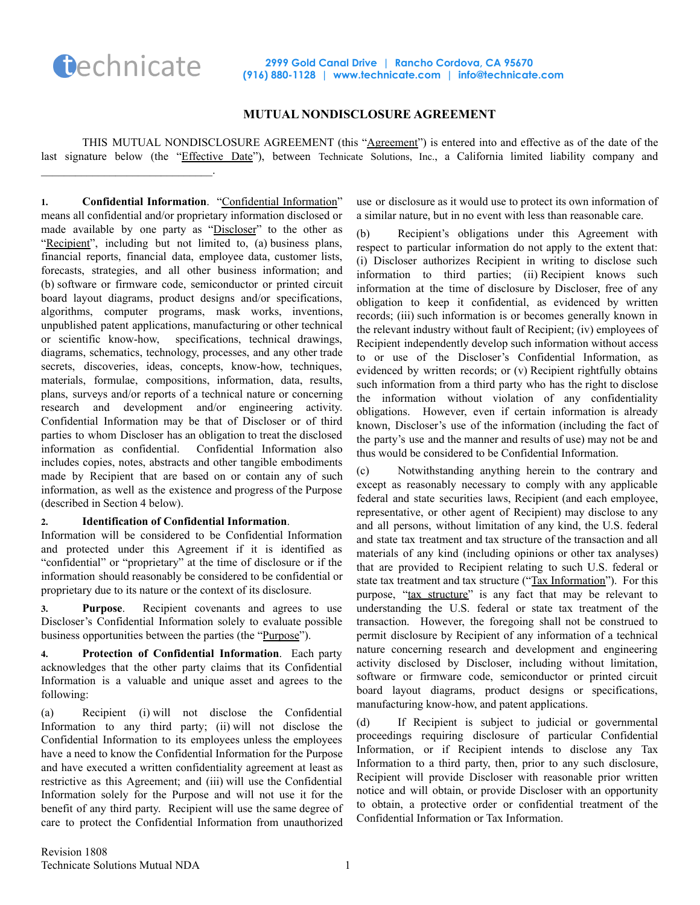technicate

2999 Gold Canal Drive | Rancho Cordova, CA 95670
(916) 880-1128 | www.technicate.com | info@technicate.com

# MUTUAL NONDISCLOSURE AGREEMENT

THIS MUTUAL NONDISCLOSURE AGREEMENT (this "Agreement") is entered into and effective as of the date of the last signature below (the "Effective Date"), between Technicate Solutions, Inc., a California limited liability company and ______________________________.

**1. Confidential Information**. "Confidential Information" means all confidential and/or proprietary information disclosed or made available by one party as "Discloser" to the other as "Recipient", including but not limited to, (a) business plans, financial reports, financial data, employee data, customer lists, forecasts, strategies, and all other business information; and (b) software or firmware code, semiconductor or printed circuit board layout diagrams, product designs and/or specifications, algorithms, computer programs, mask works, inventions, unpublished patent applications, manufacturing or other technical or scientific know-how, specifications, technical drawings, diagrams, schematics, technology, processes, and any other trade secrets, discoveries, ideas, concepts, know-how, techniques, materials, formulae, compositions, information, data, results, plans, surveys and/or reports of a technical nature or concerning research and development and/or engineering activity. Confidential Information may be that of Discloser or of third parties to whom Discloser has an obligation to treat the disclosed information as confidential. Confidential Information also includes copies, notes, abstracts and other tangible embodiments made by Recipient that are based on or contain any of such information, as well as the existence and progress of the Purpose (described in Section 4 below).

**2. Identification of Confidential Information**. Information will be considered to be Confidential Information and protected under this Agreement if it is identified as "confidential" or "proprietary" at the time of disclosure or if the information should reasonably be considered to be confidential or proprietary due to its nature or the context of its disclosure.

**3. Purpose**. Recipient covenants and agrees to use Discloser's Confidential Information solely to evaluate possible business opportunities between the parties (the "Purpose").

**4. Protection of Confidential Information**. Each party acknowledges that the other party claims that its Confidential Information is a valuable and unique asset and agrees to the following:

(a) Recipient (i) will not disclose the Confidential Information to any third party; (ii) will not disclose the Confidential Information to its employees unless the employees have a need to know the Confidential Information for the Purpose and have executed a written confidentiality agreement at least as restrictive as this Agreement; and (iii) will use the Confidential Information solely for the Purpose and will not use it for the benefit of any third party. Recipient will use the same degree of care to protect the Confidential Information from unauthorized use or disclosure as it would use to protect its own information of a similar nature, but in no event with less than reasonable care.

(b) Recipient's obligations under this Agreement with respect to particular information do not apply to the extent that: (i) Discloser authorizes Recipient in writing to disclose such information to third parties; (ii) Recipient knows such information at the time of disclosure by Discloser, free of any obligation to keep it confidential, as evidenced by written records; (iii) such information is or becomes generally known in the relevant industry without fault of Recipient; (iv) employees of Recipient independently develop such information without access to or use of the Discloser's Confidential Information, as evidenced by written records; or (v) Recipient rightfully obtains such information from a third party who has the right to disclose the information without violation of any confidentiality obligations. However, even if certain information is already known, Discloser's use of the information (including the fact of the party's use and the manner and results of use) may not be and thus would be considered to be Confidential Information.

(c) Notwithstanding anything herein to the contrary and except as reasonably necessary to comply with any applicable federal and state securities laws, Recipient (and each employee, representative, or other agent of Recipient) may disclose to any and all persons, without limitation of any kind, the U.S. federal and state tax treatment and tax structure of the transaction and all materials of any kind (including opinions or other tax analyses) that are provided to Recipient relating to such U.S. federal or state tax treatment and tax structure ("Tax Information"). For this purpose, "tax structure" is any fact that may be relevant to understanding the U.S. federal or state tax treatment of the transaction. However, the foregoing shall not be construed to permit disclosure by Recipient of any information of a technical nature concerning research and development and engineering activity disclosed by Discloser, including without limitation, software or firmware code, semiconductor or printed circuit board layout diagrams, product designs or specifications, manufacturing know-how, and patent applications.

(d) If Recipient is subject to judicial or governmental proceedings requiring disclosure of particular Confidential Information, or if Recipient intends to disclose any Tax Information to a third party, then, prior to any such disclosure, Recipient will provide Discloser with reasonable prior written notice and will obtain, or provide Discloser with an opportunity to obtain, a protective order or confidential treatment of the Confidential Information or Tax Information.

Revision 1808
Technicate Solutions Mutual NDA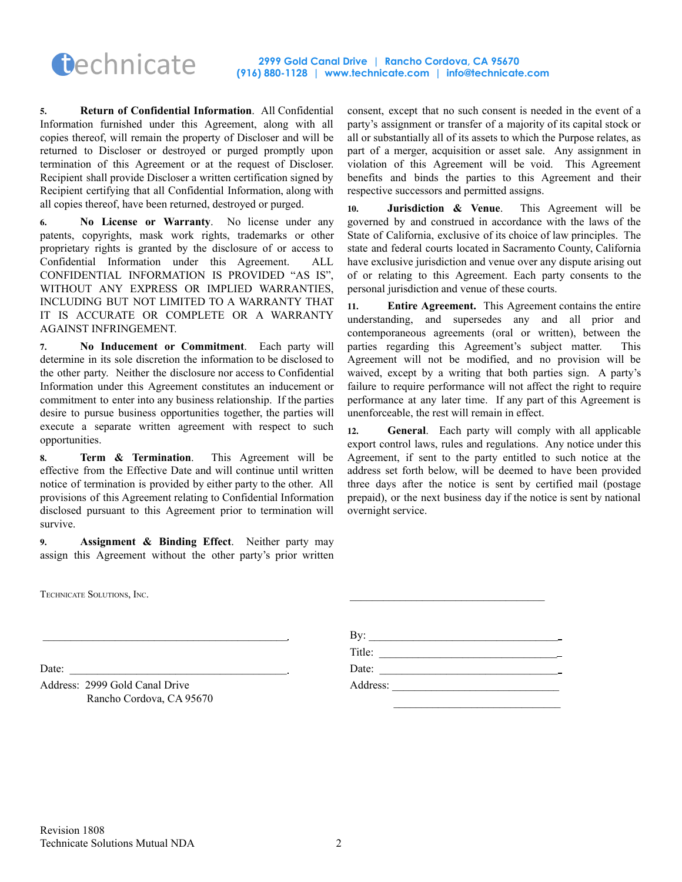**5. Return of Confidential Information**. All Confidential Information furnished under this Agreement, along with all copies thereof, will remain the property of Discloser and will be returned to Discloser or destroyed or purged promptly upon termination of this Agreement or at the request of Discloser. Recipient shall provide Discloser a written certification signed by Recipient certifying that all Confidential Information, along with all copies thereof, have been returned, destroyed or purged.

**6. No License or Warranty**. No license under any patents, copyrights, mask work rights, trademarks or other proprietary rights is granted by the disclosure of or access to Confidential Information under this Agreement. ALL CONFIDENTIAL INFORMATION IS PROVIDED "AS IS", WITHOUT ANY EXPRESS OR IMPLIED WARRANTIES, INCLUDING BUT NOT LIMITED TO A WARRANTY THAT IT IS ACCURATE OR COMPLETE OR A WARRANTY AGAINST INFRINGEMENT.

**7. No Inducement or Commitment**. Each party will determine in its sole discretion the information to be disclosed to the other party. Neither the disclosure nor access to Confidential Information under this Agreement constitutes an inducement or commitment to enter into any business relationship. If the parties desire to pursue business opportunities together, the parties will execute a separate written agreement with respect to such opportunities.

**8. Term & Termination**. This Agreement will be effective from the Effective Date and will continue until written notice of termination is provided by either party to the other. All provisions of this Agreement relating to Confidential Information disclosed pursuant to this Agreement prior to termination will survive.

**9. Assignment & Binding Effect**. Neither party may assign this Agreement without the other party's prior written consent, except that no such consent is needed in the event of a party's assignment or transfer of a majority of its capital stock or all or substantially all of its assets to which the Purpose relates, as part of a merger, acquisition or asset sale. Any assignment in violation of this Agreement will be void. This Agreement benefits and binds the parties to this Agreement and their respective successors and permitted assigns.

**10. Jurisdiction & Venue**. This Agreement will be governed by and construed in accordance with the laws of the State of California, exclusive of its choice of law principles. The state and federal courts located in Sacramento County, California have exclusive jurisdiction and venue over any dispute arising out of or relating to this Agreement. Each party consents to the personal jurisdiction and venue of these courts.

**11. Entire Agreement.** This Agreement contains the entire understanding, and supersedes any and all prior and contemporaneous agreements (oral or written), between the parties regarding this Agreement's subject matter. This Agreement will not be modified, and no provision will be waived, except by a writing that both parties sign. A party's failure to require performance will not affect the right to require performance at any later time. If any part of this Agreement is unenforceable, the rest will remain in effect.

**12. General**. Each party will comply with all applicable export control laws, rules and regulations. Any notice under this Agreement, if sent to the party entitled to such notice at the address set forth below, will be deemed to have been provided three days after the notice is sent by certified mail (postage prepaid), or the next business day if the notice is sent by national overnight service.

TECHNICATE SOLUTIONS, INC.

_____________________________________________.

Date: ________________________________________.

Address: 2999 Gold Canal Drive
Rancho Cordova, CA 95670

___________________________________

By: _________________________________

Title: _______________________________

Date: _______________________________

Address: _____________________________

_____________________________